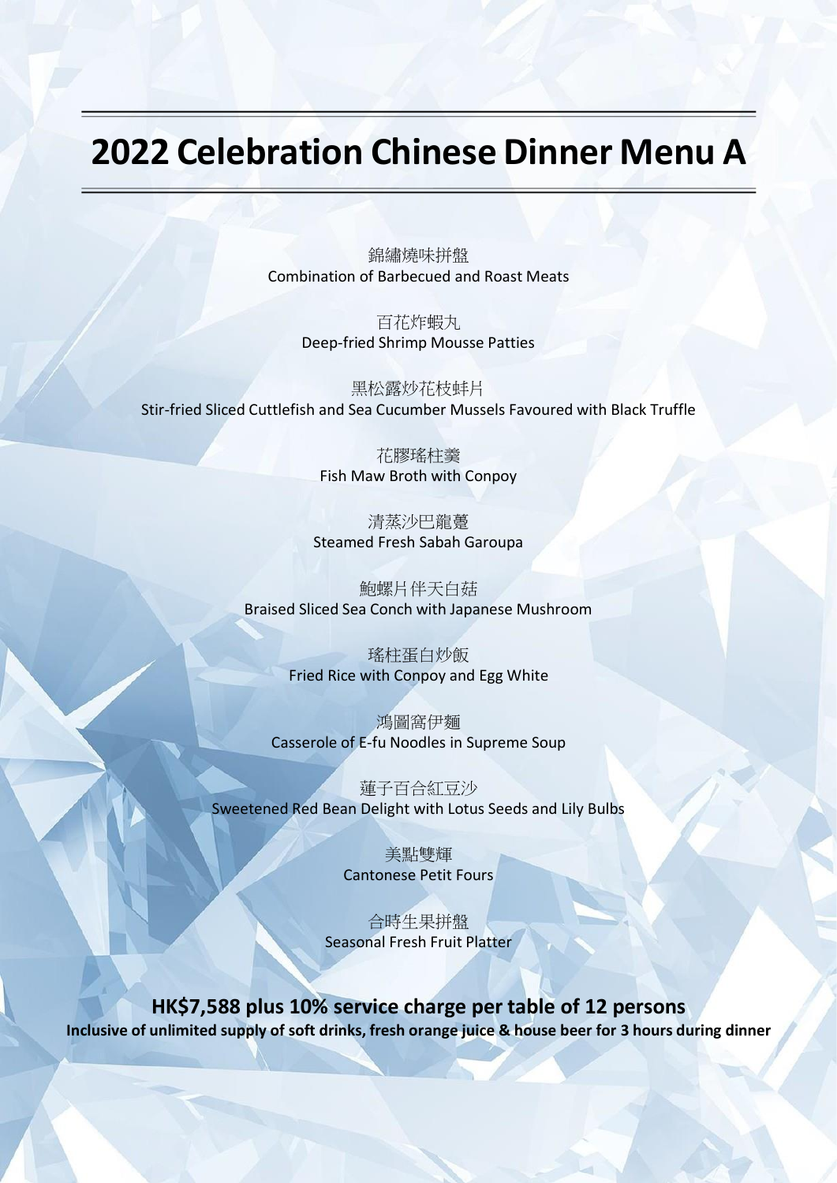# 2022 Celebration Chinese Dinner Menu A

錦繡燒味拼盤
Combination of Barbecued and Roast Meats

百花炸蝦丸
Deep-fried Shrimp Mousse Patties

黑松露炒花枝蚌片
Stir-fried Sliced Cuttlefish and Sea Cucumber Mussels Favoured with Black Truffle

花膠瑤柱羹
Fish Maw Broth with Conpoy

清蒸沙巴龍躉
Steamed Fresh Sabah Garoupa

鮑螺片伴天白菇
Braised Sliced Sea Conch with Japanese Mushroom

瑤柱蛋白炒飯
Fried Rice with Conpoy and Egg White

鴻圖窩伊麵
Casserole of E-fu Noodles in Supreme Soup

蓮子百合紅豆沙
Sweetened Red Bean Delight with Lotus Seeds and Lily Bulbs

美點雙輝
Cantonese Petit Fours

合時生果拼盤
Seasonal Fresh Fruit Platter

**HK$7,588 plus 10% service charge per table of 12 persons**
**Inclusive of unlimited supply of soft drinks, fresh orange juice & house beer for 3 hours during dinner**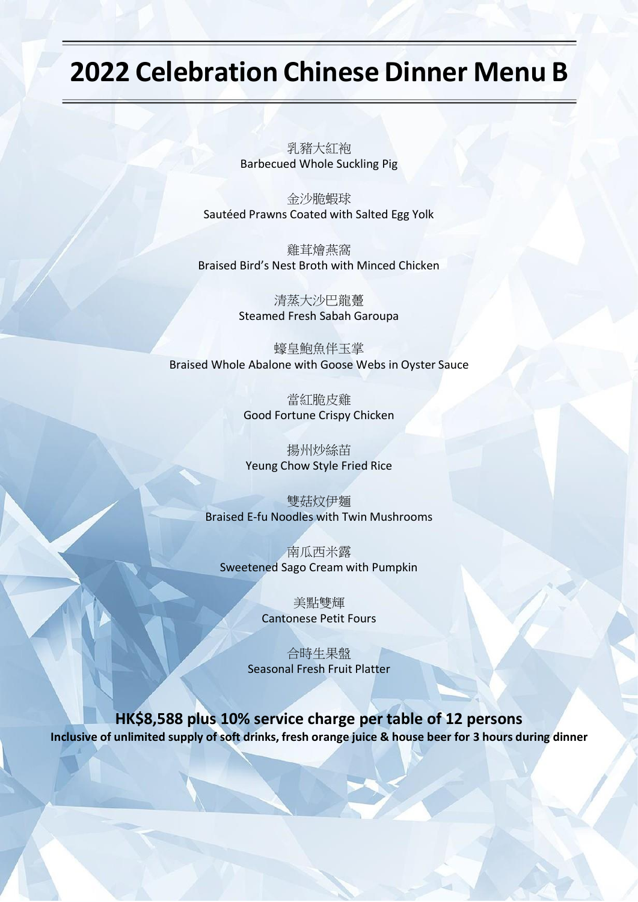# 2022 Celebration Chinese Dinner Menu B

乳豬大紅袍
Barbecued Whole Suckling Pig

金沙脆蝦球
Sautéed Prawns Coated with Salted Egg Yolk

雞茸燴燕窩
Braised Bird's Nest Broth with Minced Chicken

清蒸大沙巴龍躉
Steamed Fresh Sabah Garoupa

蠔皇鮑魚伴玉掌
Braised Whole Abalone with Goose Webs in Oyster Sauce

當紅脆皮雞
Good Fortune Crispy Chicken

揚州炒絲苗
Yeung Chow Style Fried Rice

雙菇炆伊麵
Braised E-fu Noodles with Twin Mushrooms

南瓜西米露
Sweetened Sago Cream with Pumpkin

美點雙輝
Cantonese Petit Fours

合時生果盤
Seasonal Fresh Fruit Platter

**HK$8,588 plus 10% service charge per table of 12 persons**

**Inclusive of unlimited supply of soft drinks, fresh orange juice & house beer for 3 hours during dinner**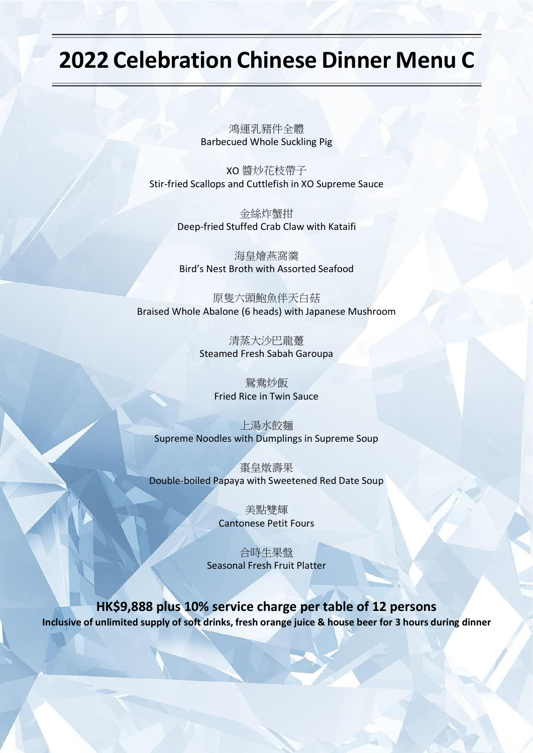# 2022 Celebration Chinese Dinner Menu C

鴻運乳豬件全體
Barbecued Whole Suckling Pig

XO 醬炒花枝帶子
Stir-fried Scallops and Cuttlefish in XO Supreme Sauce

金絲炸蟹拑
Deep-fried Stuffed Crab Claw with Kataifi

海皇燴燕窩羹
Bird's Nest Broth with Assorted Seafood

原隻六頭鮑魚伴天白菇
Braised Whole Abalone (6 heads) with Japanese Mushroom

清蒸大沙巴龍躉
Steamed Fresh Sabah Garoupa

鴛鴦炒飯
Fried Rice in Twin Sauce

上湯水餃麵
Supreme Noodles with Dumplings in Supreme Soup

棗皇燉壽果
Double-boiled Papaya with Sweetened Red Date Soup

美點雙輝
Cantonese Petit Fours

合時生果盤
Seasonal Fresh Fruit Platter

**HK$9,888 plus 10% service charge per table of 12 persons**

**Inclusive of unlimited supply of soft drinks, fresh orange juice & house beer for 3 hours during dinner**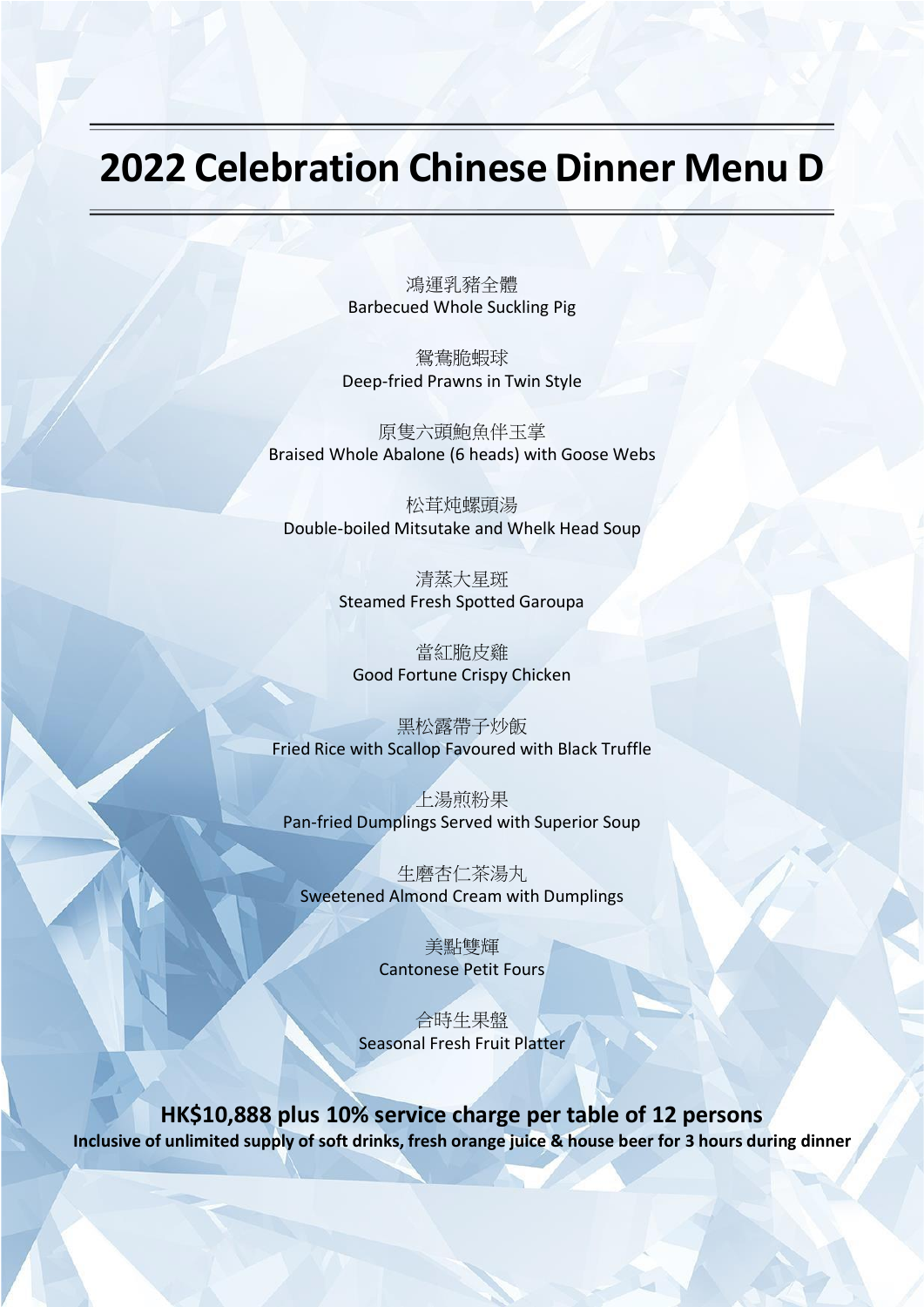# 2022 Celebration Chinese Dinner Menu D

鴻運乳豬全體
Barbecued Whole Suckling Pig

鴛鴦脆蝦球
Deep-fried Prawns in Twin Style

原隻六頭鮑魚伴玉掌
Braised Whole Abalone (6 heads) with Goose Webs

松茸炖螺頭湯
Double-boiled Mitsutake and Whelk Head Soup

清蒸大星斑
Steamed Fresh Spotted Garoupa

當紅脆皮雞
Good Fortune Crispy Chicken

黑松露帶子炒飯
Fried Rice with Scallop Favoured with Black Truffle

上湯煎粉果
Pan-fried Dumplings Served with Superior Soup

生磨杏仁茶湯丸
Sweetened Almond Cream with Dumplings

美點雙輝
Cantonese Petit Fours

合時生果盤
Seasonal Fresh Fruit Platter

**HK$10,888 plus 10% service charge per table of 12 persons**

**Inclusive of unlimited supply of soft drinks, fresh orange juice & house beer for 3 hours during dinner**